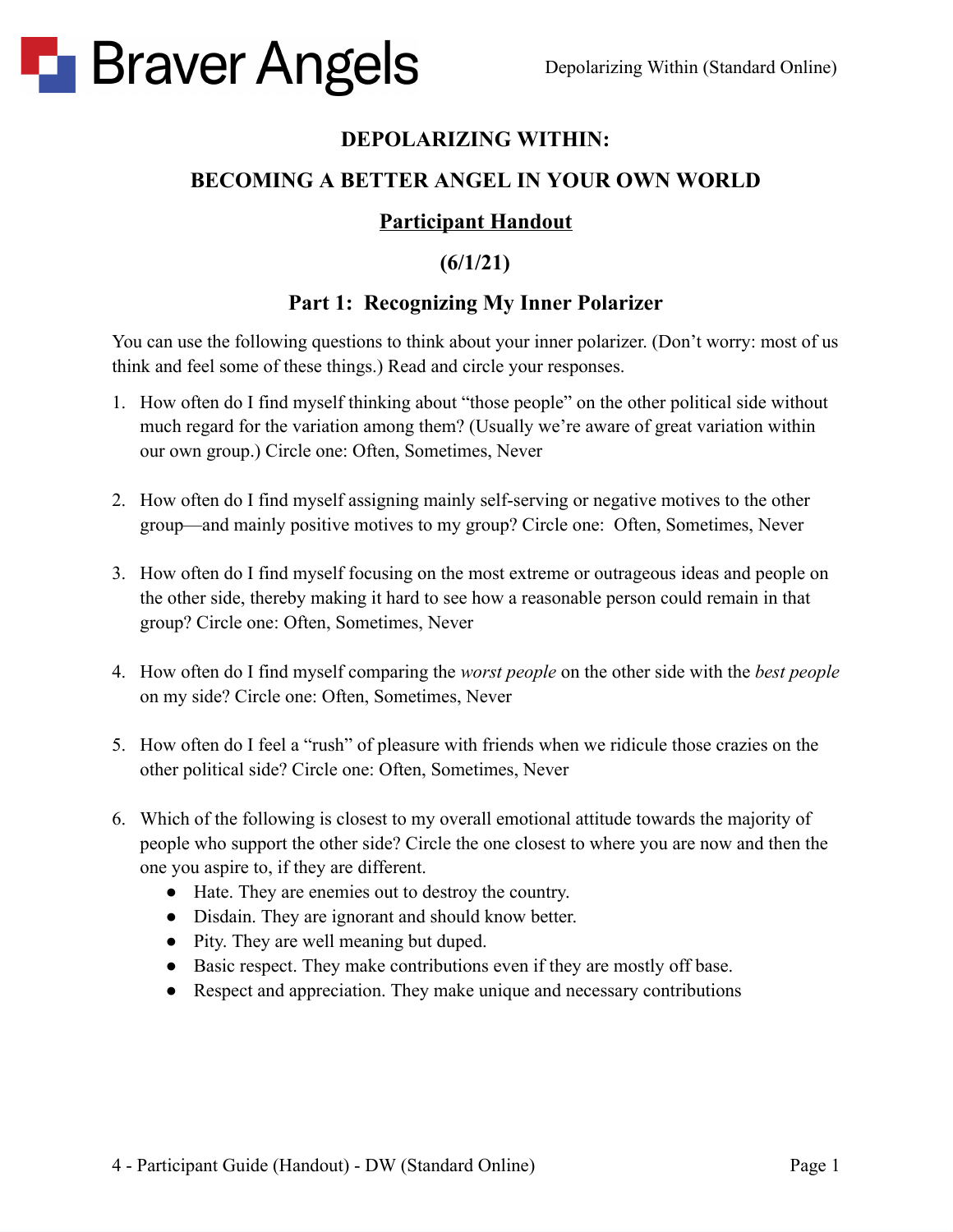# DEPOLARIZING WITHIN:

# BECOMING A BETTER ANGEL IN YOUR OWN WORLD

## Participant Handout

## (6/1/21)

## Part 1: Recognizing My Inner Polarizer

You can use the following questions to think about your inner polarizer. (Don't worry: most of us think and feel some of these things.) Read and circle your responses.

1. How often do I find myself thinking about "those people" on the other political side without much regard for the variation among them? (Usually we're aware of great variation within our own group.) Circle one: Often, Sometimes, Never

2. How often do I find myself assigning mainly self-serving or negative motives to the other group—and mainly positive motives to my group? Circle one: Often, Sometimes, Never

3. How often do I find myself focusing on the most extreme or outrageous ideas and people on the other side, thereby making it hard to see how a reasonable person could remain in that group? Circle one: Often, Sometimes, Never

4. How often do I find myself comparing the *worst people* on the other side with the *best people* on my side? Circle one: Often, Sometimes, Never

5. How often do I feel a "rush" of pleasure with friends when we ridicule those crazies on the other political side? Circle one: Often, Sometimes, Never

6. Which of the following is closest to my overall emotional attitude towards the majority of people who support the other side? Circle the one closest to where you are now and then the one you aspire to, if they are different.
   - Hate. They are enemies out to destroy the country.
   - Disdain. They are ignorant and should know better.
   - Pity. They are well meaning but duped.
   - Basic respect. They make contributions even if they are mostly off base.
   - Respect and appreciation. They make unique and necessary contributions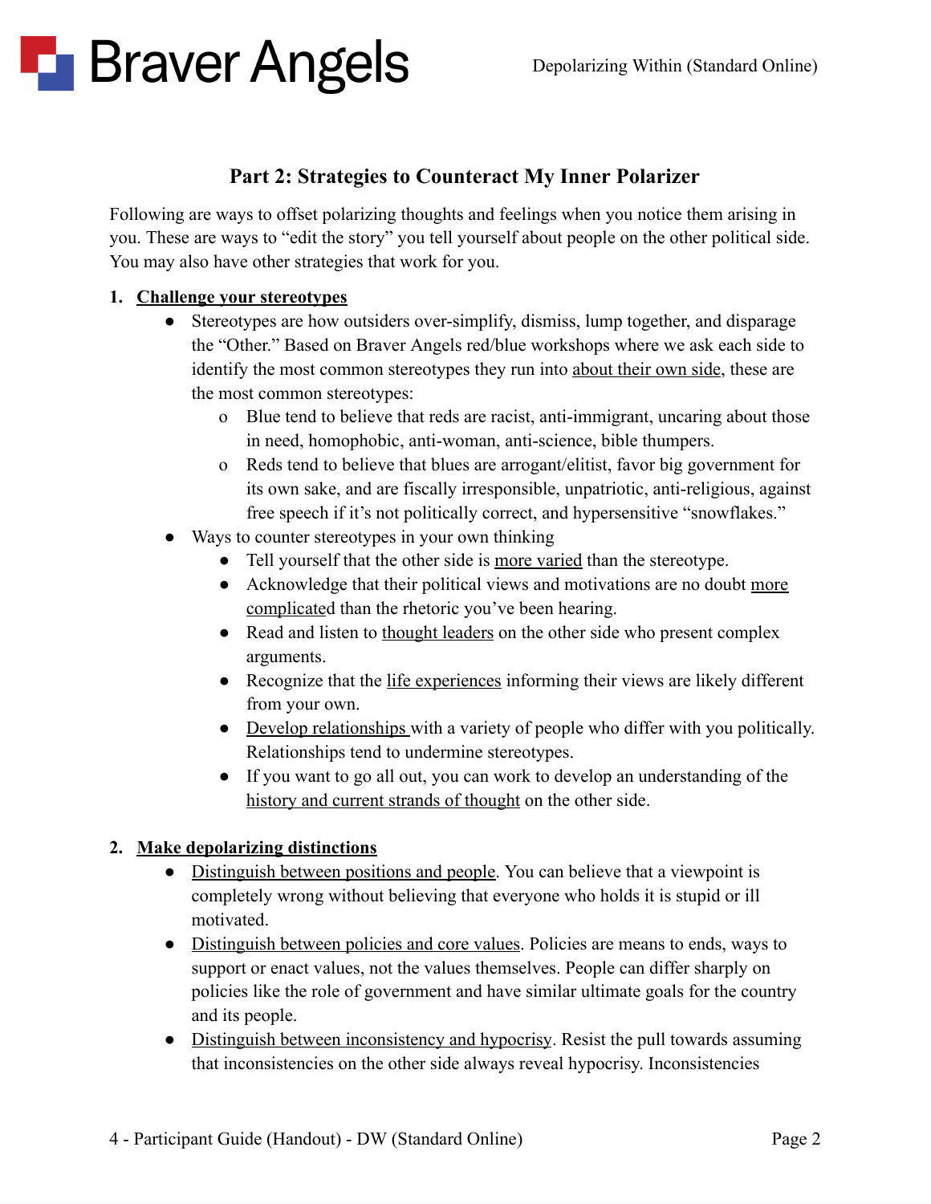## Part 2: Strategies to Counteract My Inner Polarizer

Following are ways to offset polarizing thoughts and feelings when you notice them arising in you. These are ways to "edit the story" you tell yourself about people on the other political side. You may also have other strategies that work for you.

1. **Challenge your stereotypes**
   - Stereotypes are how outsiders over-simplify, dismiss, lump together, and disparage the "Other." Based on Braver Angels red/blue workshops where we ask each side to identify the most common stereotypes they run into about their own side, these are the most common stereotypes:
     - Blue tend to believe that reds are racist, anti-immigrant, uncaring about those in need, homophobic, anti-woman, anti-science, bible thumpers.
     - Reds tend to believe that blues are arrogant/elitist, favor big government for its own sake, and are fiscally irresponsible, unpatriotic, anti-religious, against free speech if it's not politically correct, and hypersensitive "snowflakes."
   - Ways to counter stereotypes in your own thinking
     - Tell yourself that the other side is more varied than the stereotype.
     - Acknowledge that their political views and motivations are no doubt more complicated than the rhetoric you've been hearing.
     - Read and listen to thought leaders on the other side who present complex arguments.
     - Recognize that the life experiences informing their views are likely different from your own.
     - Develop relationships with a variety of people who differ with you politically. Relationships tend to undermine stereotypes.
     - If you want to go all out, you can work to develop an understanding of the history and current strands of thought on the other side.

2. **Make depolarizing distinctions**
   - Distinguish between positions and people. You can believe that a viewpoint is completely wrong without believing that everyone who holds it is stupid or ill motivated.
   - Distinguish between policies and core values. Policies are means to ends, ways to support or enact values, not the values themselves. People can differ sharply on policies like the role of government and have similar ultimate goals for the country and its people.
   - Distinguish between inconsistency and hypocrisy. Resist the pull towards assuming that inconsistencies on the other side always reveal hypocrisy. Inconsistencies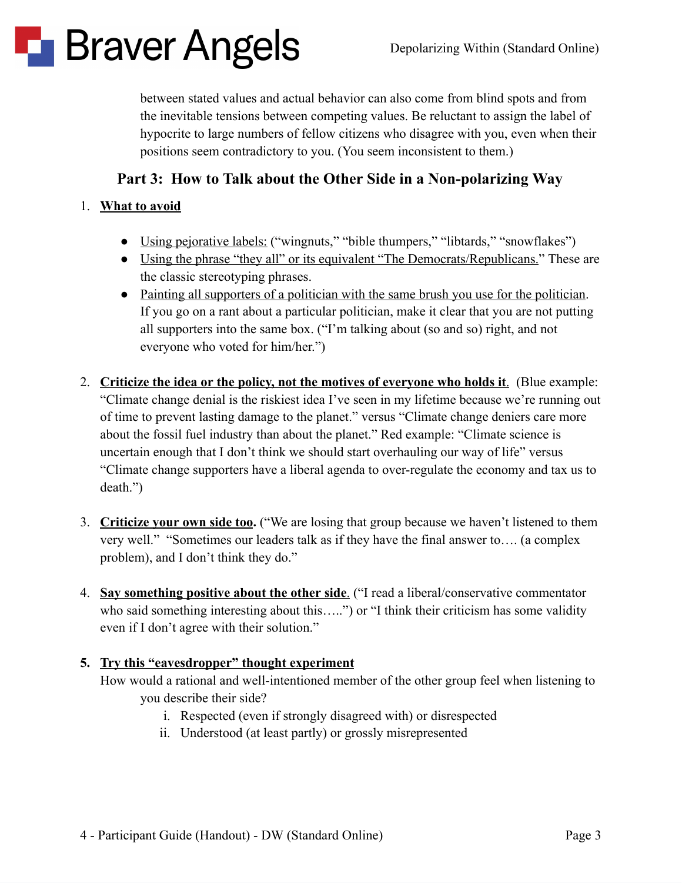between stated values and actual behavior can also come from blind spots and from the inevitable tensions between competing values. Be reluctant to assign the label of hypocrite to large numbers of fellow citizens who disagree with you, even when their positions seem contradictory to you. (You seem inconsistent to them.)

## Part 3: How to Talk about the Other Side in a Non-polarizing Way

1. **What to avoid**

   - Using pejorative labels: ("wingnuts," "bible thumpers," "libtards," "snowflakes")
   - Using the phrase "they all" or its equivalent "The Democrats/Republicans." These are the classic stereotyping phrases.
   - Painting all supporters of a politician with the same brush you use for the politician. If you go on a rant about a particular politician, make it clear that you are not putting all supporters into the same box. ("I'm talking about (so and so) right, and not everyone who voted for him/her.")

2. **Criticize the idea or the policy, not the motives of everyone who holds it**. (Blue example: "Climate change denial is the riskiest idea I've seen in my lifetime because we're running out of time to prevent lasting damage to the planet." versus "Climate change deniers care more about the fossil fuel industry than about the planet." Red example: "Climate science is uncertain enough that I don't think we should start overhauling our way of life" versus "Climate change supporters have a liberal agenda to over-regulate the economy and tax us to death.")

3. **Criticize your own side too.** ("We are losing that group because we haven't listened to them very well." "Sometimes our leaders talk as if they have the final answer to…. (a complex problem), and I don't think they do."

4. **Say something positive about the other side**. ("I read a liberal/conservative commentator who said something interesting about this…..") or "I think their criticism has some validity even if I don't agree with their solution."

5. **Try this "eavesdropper" thought experiment**

   How would a rational and well-intentioned member of the other group feel when listening to you describe their side?

   i. Respected (even if strongly disagreed with) or disrespected
   ii. Understood (at least partly) or grossly misrepresented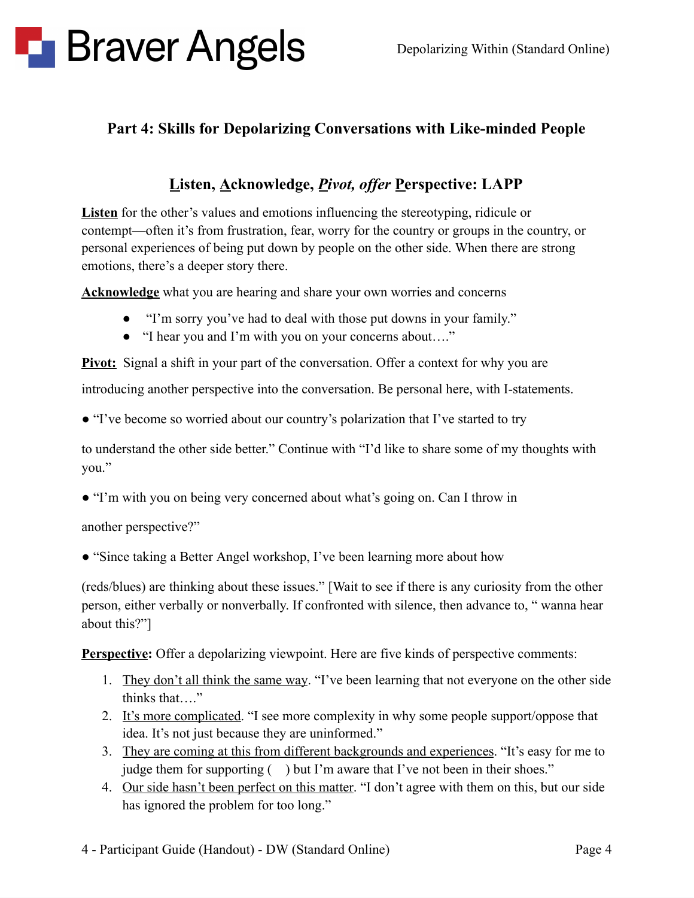## Part 4: Skills for Depolarizing Conversations with Like-minded People

### Listen, Acknowledge, *Pivot, offer* Perspective: LAPP

**Listen** for the other's values and emotions influencing the stereotyping, ridicule or contempt—often it's from frustration, fear, worry for the country or groups in the country, or personal experiences of being put down by people on the other side. When there are strong emotions, there's a deeper story there.

**Acknowledge** what you are hearing and share your own worries and concerns

- "I'm sorry you've had to deal with those put downs in your family."
- "I hear you and I'm with you on your concerns about…."

**Pivot:** Signal a shift in your part of the conversation. Offer a context for why you are introducing another perspective into the conversation. Be personal here, with I-statements.

- "I've become so worried about our country's polarization that I've started to try to understand the other side better." Continue with "I'd like to share some of my thoughts with you."
- "I'm with you on being very concerned about what's going on. Can I throw in another perspective?"
- "Since taking a Better Angel workshop, I've been learning more about how (reds/blues) are thinking about these issues." [Wait to see if there is any curiosity from the other person, either verbally or nonverbally. If confronted with silence, then advance to, " wanna hear about this?"]

**Perspective:** Offer a depolarizing viewpoint. Here are five kinds of perspective comments:

1. They don't all think the same way. "I've been learning that not everyone on the other side thinks that…."
2. It's more complicated. "I see more complexity in why some people support/oppose that idea. It's not just because they are uninformed."
3. They are coming at this from different backgrounds and experiences. "It's easy for me to judge them for supporting (    ) but I'm aware that I've not been in their shoes."
4. Our side hasn't been perfect on this matter. "I don't agree with them on this, but our side has ignored the problem for too long."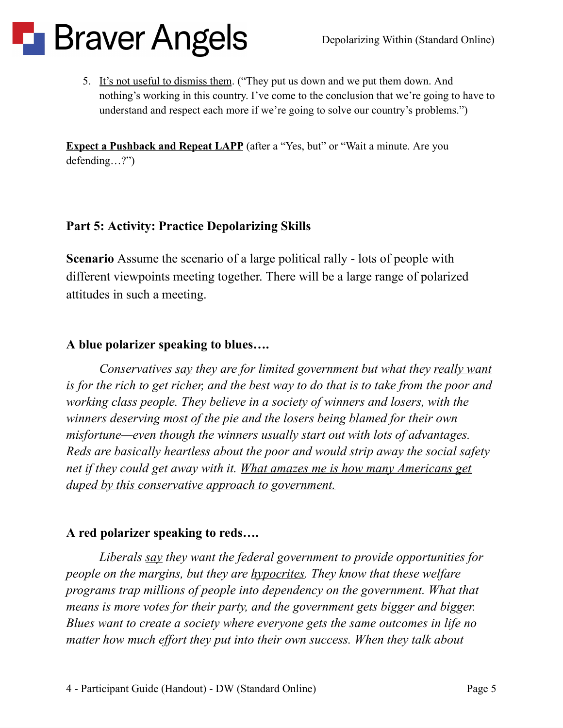5. <u>It's not useful to dismiss them</u>. ("They put us down and we put them down. And nothing's working in this country. I've come to the conclusion that we're going to have to understand and respect each more if we're going to solve our country's problems.")

**<u>Expect a Pushback and Repeat LAPP</u>** (after a "Yes, but" or "Wait a minute. Are you defending…?")

### Part 5: Activity: Practice Depolarizing Skills

**Scenario** Assume the scenario of a large political rally - lots of people with different viewpoints meeting together. There will be a large range of polarized attitudes in such a meeting.

#### A blue polarizer speaking to blues….

*Conservatives <u>say</u> they are for limited government but what they <u>really want</u> is for the rich to get richer, and the best way to do that is to take from the poor and working class people. They believe in a society of winners and losers, with the winners deserving most of the pie and the losers being blamed for their own misfortune—even though the winners usually start out with lots of advantages. Reds are basically heartless about the poor and would strip away the social safety net if they could get away with it. <u>What amazes me is how many Americans get duped by this conservative approach to government.</u>*

#### A red polarizer speaking to reds….

*Liberals <u>say</u> they want the federal government to provide opportunities for people on the margins, but they are <u>hypocrites</u>. They know that these welfare programs trap millions of people into dependency on the government. What that means is more votes for their party, and the government gets bigger and bigger. Blues want to create a society where everyone gets the same outcomes in life no matter how much effort they put into their own success. When they talk about*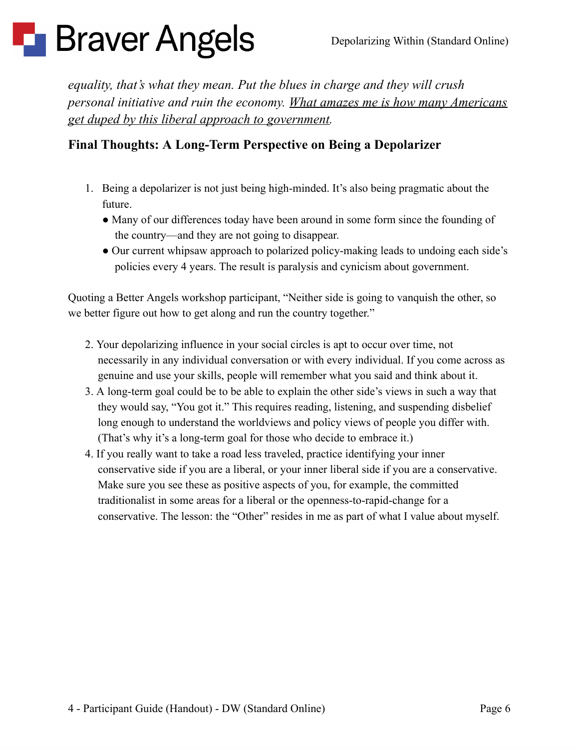*equality, that's what they mean. Put the blues in charge and they will crush personal initiative and ruin the economy. <u>What amazes me is how many Americans get duped by this liberal approach to government</u>.*

## Final Thoughts: A Long-Term Perspective on Being a Depolarizer

1. Being a depolarizer is not just being high-minded. It's also being pragmatic about the future.
   - Many of our differences today have been around in some form since the founding of the country—and they are not going to disappear.
   - Our current whipsaw approach to polarized policy-making leads to undoing each side's policies every 4 years. The result is paralysis and cynicism about government.

Quoting a Better Angels workshop participant, "Neither side is going to vanquish the other, so we better figure out how to get along and run the country together."

2. Your depolarizing influence in your social circles is apt to occur over time, not necessarily in any individual conversation or with every individual. If you come across as genuine and use your skills, people will remember what you said and think about it.
3. A long-term goal could be to be able to explain the other side's views in such a way that they would say, "You got it." This requires reading, listening, and suspending disbelief long enough to understand the worldviews and policy views of people you differ with. (That's why it's a long-term goal for those who decide to embrace it.)
4. If you really want to take a road less traveled, practice identifying your inner conservative side if you are a liberal, or your inner liberal side if you are a conservative. Make sure you see these as positive aspects of you, for example, the committed traditionalist in some areas for a liberal or the openness-to-rapid-change for a conservative. The lesson: the "Other" resides in me as part of what I value about myself.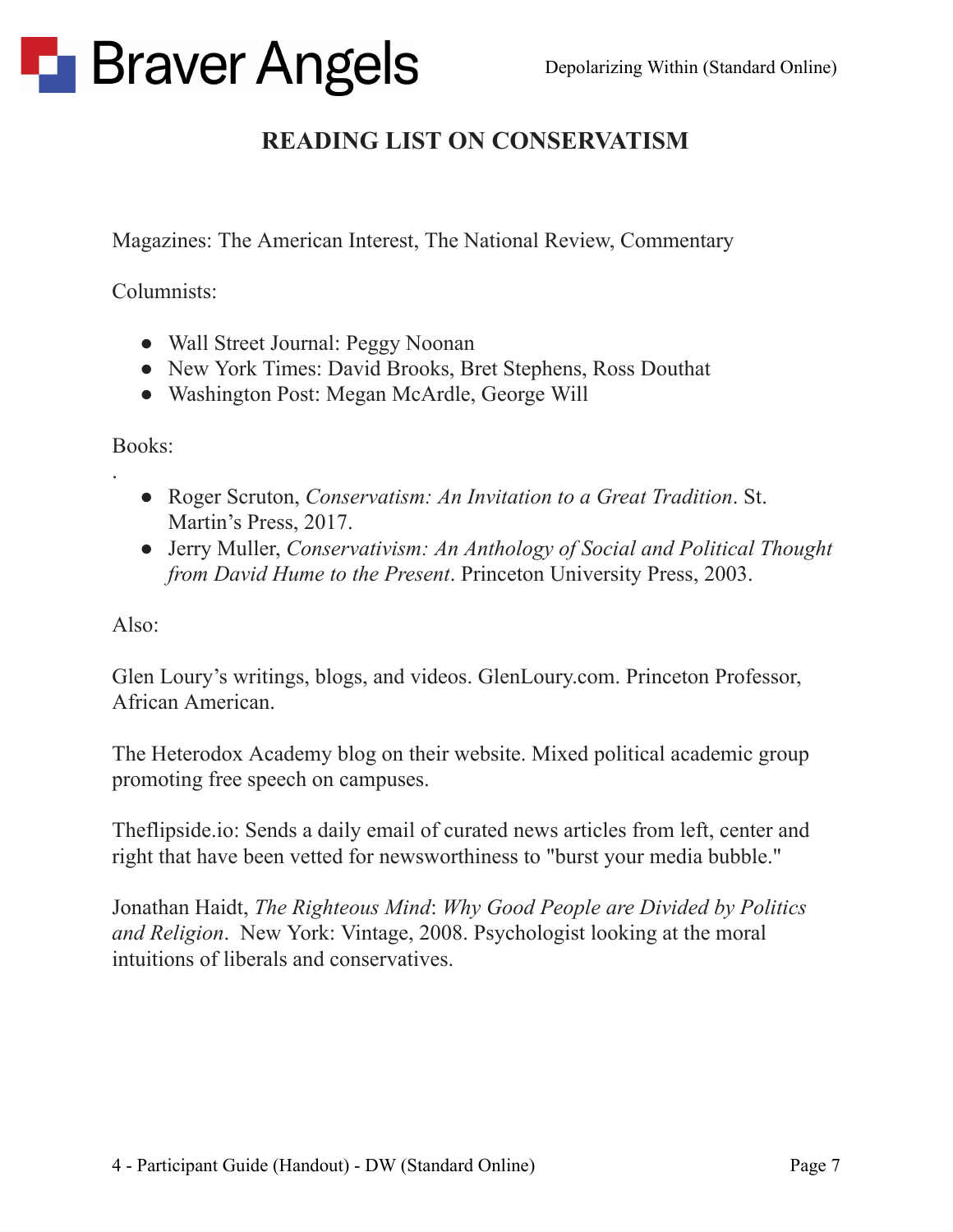# READING LIST ON CONSERVATISM

Magazines: The American Interest, The National Review, Commentary

Columnists:

- Wall Street Journal: Peggy Noonan
- New York Times: David Brooks, Bret Stephens, Ross Douthat
- Washington Post: Megan McArdle, George Will

Books:

.

- Roger Scruton, *Conservatism: An Invitation to a Great Tradition*. St. Martin's Press, 2017.
- Jerry Muller, *Conservativism: An Anthology of Social and Political Thought from David Hume to the Present*. Princeton University Press, 2003.

Also:

Glen Loury's writings, blogs, and videos. GlenLoury.com. Princeton Professor, African American.

The Heterodox Academy blog on their website. Mixed political academic group promoting free speech on campuses.

Theflipside.io: Sends a daily email of curated news articles from left, center and right that have been vetted for newsworthiness to "burst your media bubble."

Jonathan Haidt, *The Righteous Mind*: *Why Good People are Divided by Politics and Religion*. New York: Vintage, 2008. Psychologist looking at the moral intuitions of liberals and conservatives.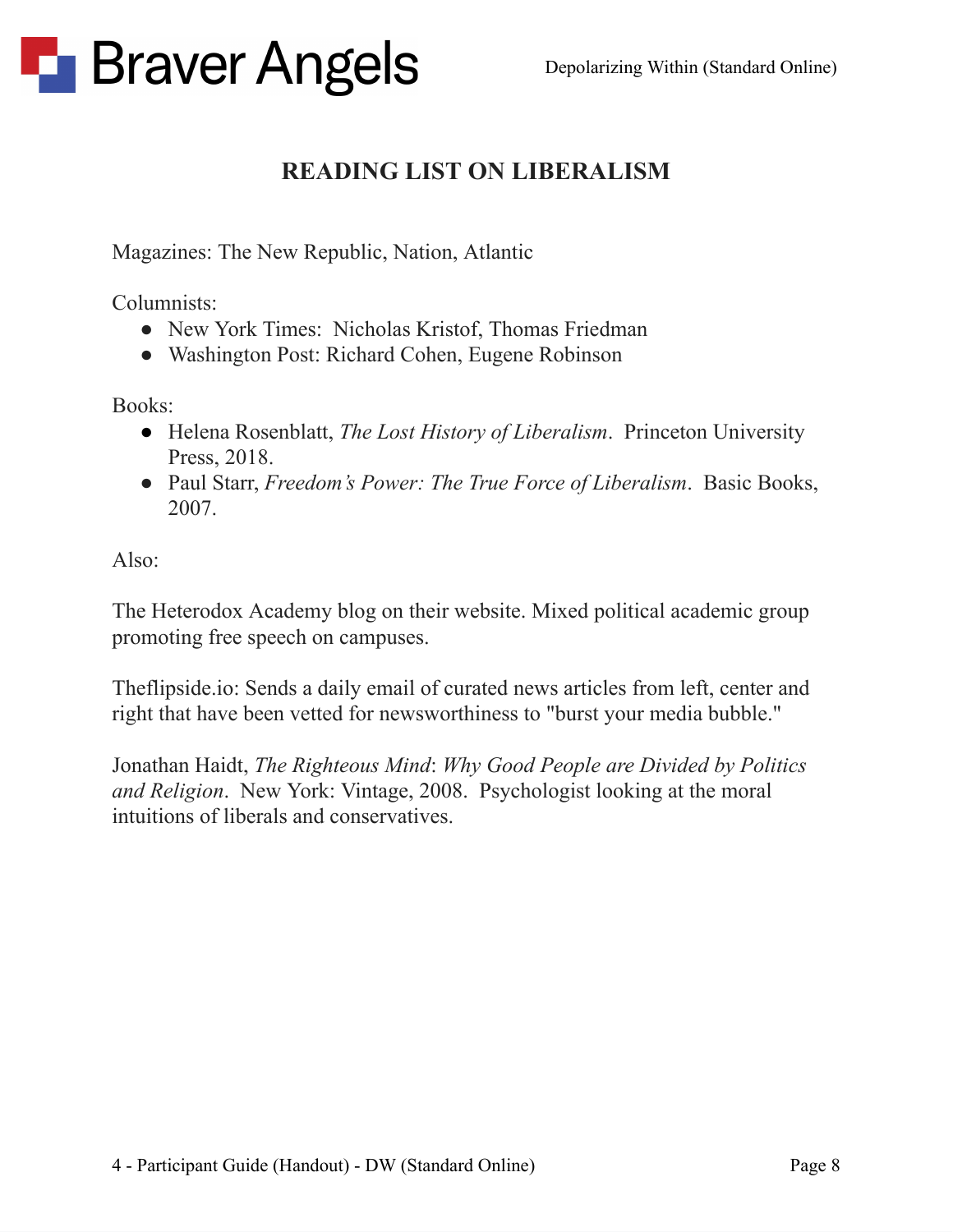# READING LIST ON LIBERALISM

Magazines: The New Republic, Nation, Atlantic

Columnists:

- New York Times: Nicholas Kristof, Thomas Friedman
- Washington Post: Richard Cohen, Eugene Robinson

Books:

- Helena Rosenblatt, *The Lost History of Liberalism*. Princeton University Press, 2018.
- Paul Starr, *Freedom's Power: The True Force of Liberalism*. Basic Books, 2007.

Also:

The Heterodox Academy blog on their website. Mixed political academic group promoting free speech on campuses.

Theflipside.io: Sends a daily email of curated news articles from left, center and right that have been vetted for newsworthiness to "burst your media bubble."

Jonathan Haidt, *The Righteous Mind*: *Why Good People are Divided by Politics and Religion*. New York: Vintage, 2008. Psychologist looking at the moral intuitions of liberals and conservatives.